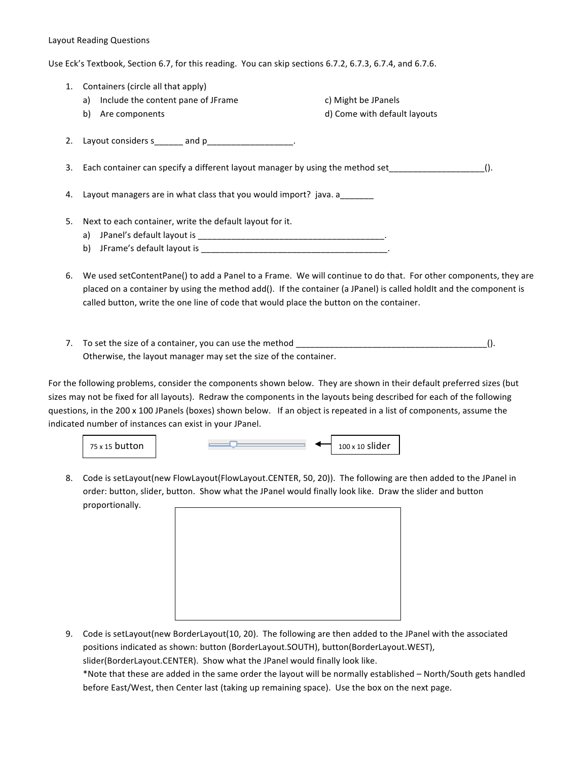Layout Reading Questions

Use Eck's Textbook, Section 6.7, for this reading. You can skip sections 6.7.2, 6.7.3, 6.7.4, and 6.7.6.

1. Containers (circle all that apply)
   a) Include the content pane of JFrame
   b) Are components
   c) Might be JPanels
   d) Come with default layouts

2. Layout considers s______ and p_________________.

3. Each container can specify a different layout manager by using the method set___________________().

4. Layout managers are in what class that you would import? java. a_______

5. Next to each container, write the default layout for it.
   a) JPanel's default layout is _______________________________________.
   b) JFrame's default layout is _______________________________________.

6. We used setContentPane() to add a Panel to a Frame. We will continue to do that. For other components, they are placed on a container by using the method add(). If the container (a JPanel) is called holdIt and the component is called button, write the one line of code that would place the button on the container.

7. To set the size of a container, you can use the method _______________________________________(). Otherwise, the layout manager may set the size of the container.

For the following problems, consider the components shown below. They are shown in their default preferred sizes (but sizes may not be fixed for all layouts). Redraw the components in the layouts being described for each of the following questions, in the 200 x 100 JPanels (boxes) shown below. If an object is repeated in a list of components, assume the indicated number of instances can exist in your JPanel.

75 x 15 button          ← 100 x 10 slider

8. Code is setLayout(new FlowLayout(FlowLayout.CENTER, 50, 20)). The following are then added to the JPanel in order: button, slider, button. Show what the JPanel would finally look like. Draw the slider and button proportionally.

9. Code is setLayout(new BorderLayout(10, 20). The following are then added to the JPanel with the associated positions indicated as shown: button (BorderLayout.SOUTH), button(BorderLayout.WEST), slider(BorderLayout.CENTER). Show what the JPanel would finally look like.
   *Note that these are added in the same order the layout will be normally established – North/South gets handled before East/West, then Center last (taking up remaining space). Use the box on the next page.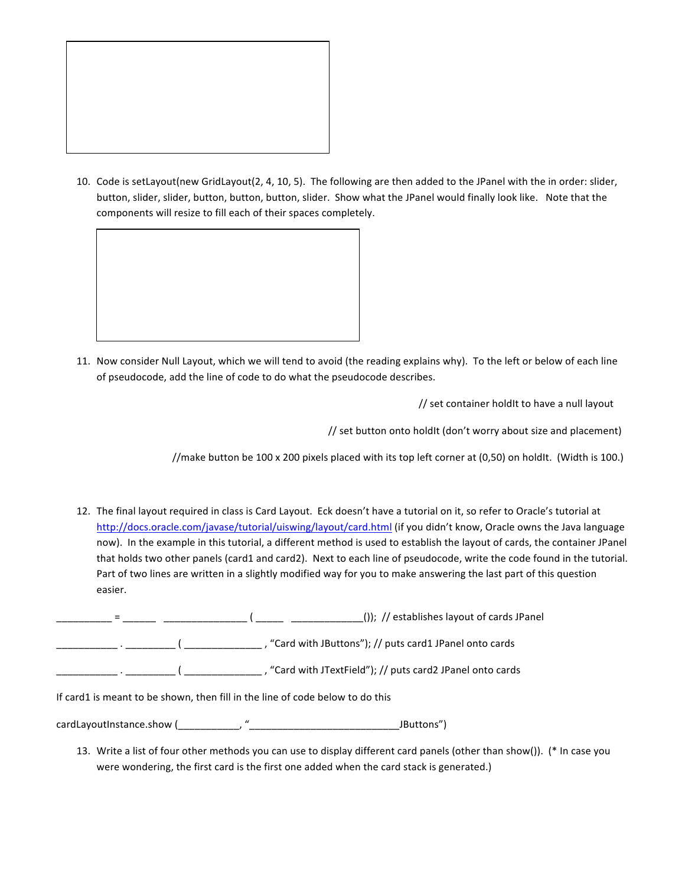10. Code is setLayout(new GridLayout(2, 4, 10, 5). The following are then added to the JPanel with the in order: slider, button, slider, slider, button, button, button, slider. Show what the JPanel would finally look like. Note that the components will resize to fill each of their spaces completely.

11. Now consider Null Layout, which we will tend to avoid (the reading explains why). To the left or below of each line of pseudocode, add the line of code to do what the pseudocode describes.

// set container holdIt to have a null layout

// set button onto holdIt (don't worry about size and placement)

//make button be 100 x 200 pixels placed with its top left corner at (0,50) on holdIt. (Width is 100.)

12. The final layout required in class is Card Layout. Eck doesn't have a tutorial on it, so refer to Oracle's tutorial at http://docs.oracle.com/javase/tutorial/uiswing/layout/card.html (if you didn't know, Oracle owns the Java language now). In the example in this tutorial, a different method is used to establish the layout of cards, the container JPanel that holds two other panels (card1 and card2). Next to each line of pseudocode, write the code found in the tutorial. Part of two lines are written in a slightly modified way for you to make answering the last part of this question easier.

__________ = ______ _______________ ( _____ _____________()); // establishes layout of cards JPanel

___________ . _________ ( ______________ , "Card with JButtons"); // puts card1 JPanel onto cards

___________ . _________ ( ______________ , "Card with JTextField"); // puts card2 JPanel onto cards

If card1 is meant to be shown, then fill in the line of code below to do this

cardLayoutInstance.show (___________, "__________________________JButtons")

13. Write a list of four other methods you can use to display different card panels (other than show()). (* In case you were wondering, the first card is the first one added when the card stack is generated.)